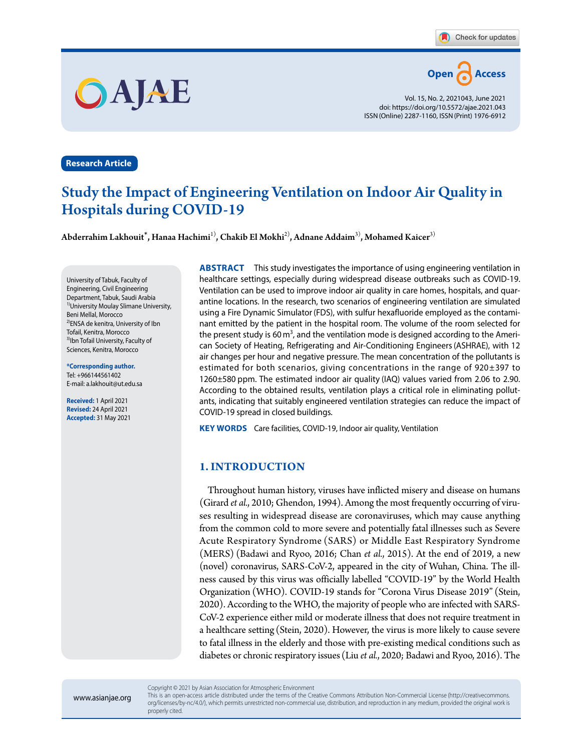Research Article

# Study the Impact of Engineering Ventilation on Indoor Air Quality in Hospitals during COVID-19

**Abderrahim Lakhouit*, Hanaa Hachimi[1], Chakib El Mokhi[2], Adnane Addaim[3], Mohamed Kaicer[3]**

University of Tabuk, Faculty of Engineering, Civil Engineering Department, Tabuk, Saudi Arabia
[1]University Moulay Slimane University, Beni Mellal, Morocco
[2]ENSA de kenitra, University of Ibn Tofail, Kenitra, Morocco
[3]Ibn Tofail University, Faculty of Sciences, Kenitra, Morocco

**\*Corresponding author.**
Tel: +966144561402
E-mail: a.lakhouit@ut.edu.sa

**Received:** 1 April 2021
**Revised:** 24 April 2021
**Accepted:** 31 May 2021

**ABSTRACT** This study investigates the importance of using engineering ventilation in healthcare settings, especially during widespread disease outbreaks such as COVID-19. Ventilation can be used to improve indoor air quality in care homes, hospitals, and quarantine locations. In the research, two scenarios of engineering ventilation are simulated using a Fire Dynamic Simulator (FDS), with sulfur hexafluoride employed as the contaminant emitted by the patient in the hospital room. The volume of the room selected for the present study is 60 $m^3$, and the ventilation mode is designed according to the American Society of Heating, Refrigerating and Air-Conditioning Engineers (ASHRAE), with 12 air changes per hour and negative pressure. The mean concentration of the pollutants is estimated for both scenarios, giving concentrations in the range of 920±397 to 1260±580 ppm. The estimated indoor air quality (IAQ) values varied from 2.06 to 2.90. According to the obtained results, ventilation plays a critical role in eliminating pollutants, indicating that suitably engineered ventilation strategies can reduce the impact of COVID-19 spread in closed buildings.

**KEY WORDS** Care facilities, COVID-19, Indoor air quality, Ventilation

## 1. INTRODUCTION

Throughout human history, viruses have inflicted misery and disease on humans (Girard *et al.*, 2010; Ghendon, 1994). Among the most frequently occurring of viruses resulting in widespread disease are coronaviruses, which may cause anything from the common cold to more severe and potentially fatal illnesses such as Severe Acute Respiratory Syndrome (SARS) or Middle East Respiratory Syndrome (MERS) (Badawi and Ryoo, 2016; Chan *et al.*, 2015). At the end of 2019, a new (novel) coronavirus, SARS-CoV-2, appeared in the city of Wuhan, China. The illness caused by this virus was officially labelled "COVID-19" by the World Health Organization (WHO). COVID-19 stands for "Corona Virus Disease 2019" (Stein, 2020). According to the WHO, the majority of people who are infected with SARS-CoV-2 experience either mild or moderate illness that does not require treatment in a healthcare setting (Stein, 2020). However, the virus is more likely to cause severe to fatal illness in the elderly and those with pre-existing medical conditions such as diabetes or chronic respiratory issues (Liu *et al.*, 2020; Badawi and Ryoo, 2016). The

Copyright © 2021 by Asian Association for Atmospheric Environment
This is an open-access article distributed under the terms of the Creative Commons Attribution Non-Commercial License (http://creativecommons.org/licenses/by-nc/4.0/), which permits unrestricted non-commercial use, distribution, and reproduction in any medium, provided the original work is properly cited.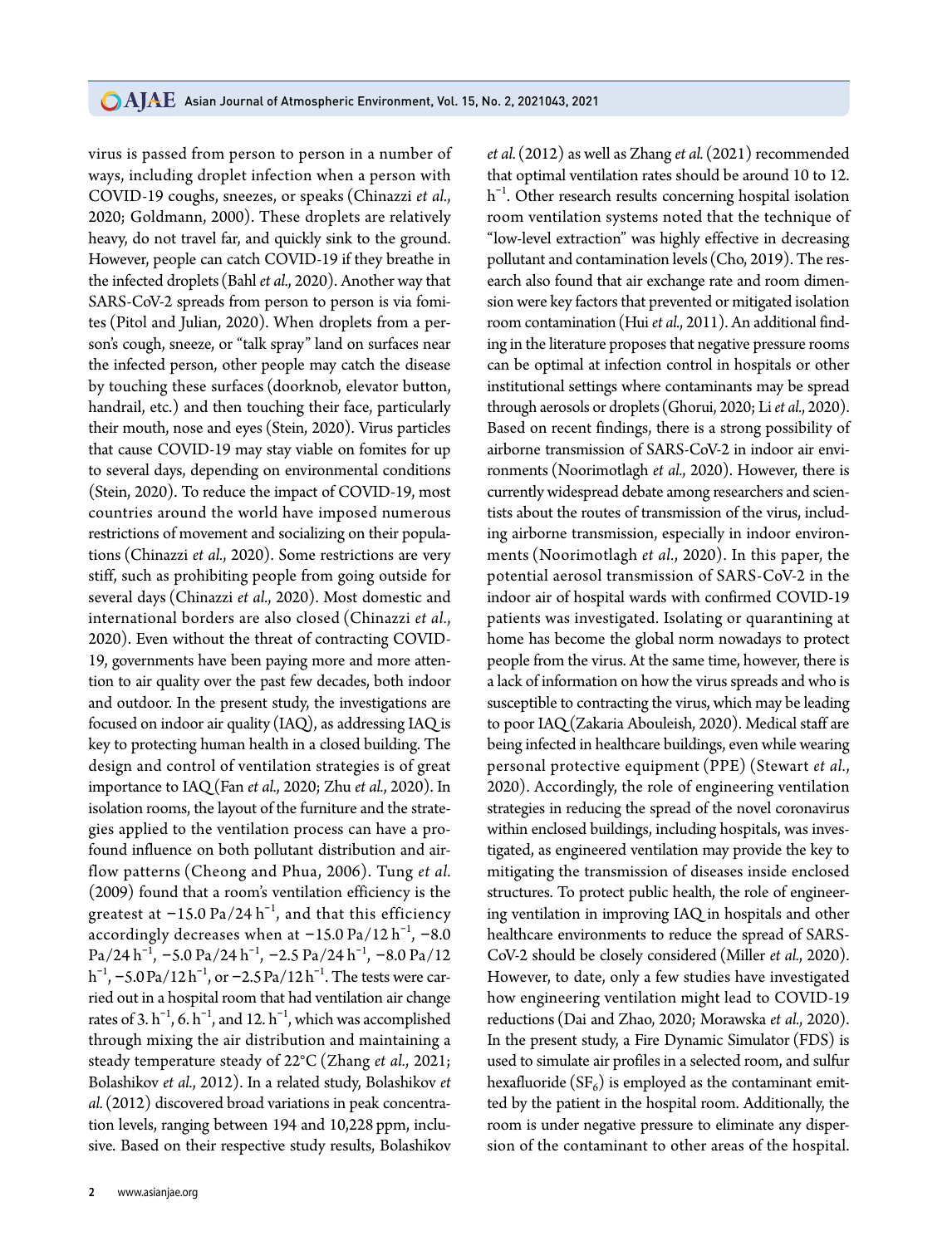virus is passed from person to person in a number of ways, including droplet infection when a person with COVID-19 coughs, sneezes, or speaks (Chinazzi *et al.*, 2020; Goldmann, 2000). These droplets are relatively heavy, do not travel far, and quickly sink to the ground. However, people can catch COVID-19 if they breathe in the infected droplets (Bahl *et al.*, 2020). Another way that SARS-CoV-2 spreads from person to person is via fomites (Pitol and Julian, 2020). When droplets from a person's cough, sneeze, or "talk spray" land on surfaces near the infected person, other people may catch the disease by touching these surfaces (doorknob, elevator button, handrail, etc.) and then touching their face, particularly their mouth, nose and eyes (Stein, 2020). Virus particles that cause COVID-19 may stay viable on fomites for up to several days, depending on environmental conditions (Stein, 2020). To reduce the impact of COVID-19, most countries around the world have imposed numerous restrictions of movement and socializing on their populations (Chinazzi *et al.*, 2020). Some restrictions are very stiff, such as prohibiting people from going outside for several days (Chinazzi *et al.*, 2020). Most domestic and international borders are also closed (Chinazzi *et al.*, 2020). Even without the threat of contracting COVID-19, governments have been paying more and more attention to air quality over the past few decades, both indoor and outdoor. In the present study, the investigations are focused on indoor air quality (IAQ), as addressing IAQ is key to protecting human health in a closed building. The design and control of ventilation strategies is of great importance to IAQ (Fan *et al.*, 2020; Zhu *et al.*, 2020). In isolation rooms, the layout of the furniture and the strategies applied to the ventilation process can have a profound influence on both pollutant distribution and airflow patterns (Cheong and Phua, 2006). Tung *et al.* (2009) found that a room's ventilation efficiency is the greatest at $-15.0\ \mathrm{Pa}/24\ \mathrm{h}^{-1}$, and that this efficiency accordingly decreases when at $-15.0\ \mathrm{Pa}/12\ \mathrm{h}^{-1}$, $-8.0\ \mathrm{Pa}/24\ \mathrm{h}^{-1}$, $-5.0\ \mathrm{Pa}/24\ \mathrm{h}^{-1}$, $-2.5\ \mathrm{Pa}/24\ \mathrm{h}^{-1}$, $-8.0\ \mathrm{Pa}/12\ \mathrm{h}^{-1}$, $-5.0\ \mathrm{Pa}/12\ \mathrm{h}^{-1}$, or $-2.5\ \mathrm{Pa}/12\ \mathrm{h}^{-1}$. The tests were carried out in a hospital room that had ventilation air change rates of 3. $\mathrm{h}^{-1}$, 6. $\mathrm{h}^{-1}$, and 12. $\mathrm{h}^{-1}$, which was accomplished through mixing the air distribution and maintaining a steady temperature steady of 22°C (Zhang *et al.*, 2021; Bolashikov *et al.*, 2012). In a related study, Bolashikov *et al.* (2012) discovered broad variations in peak concentration levels, ranging between 194 and 10,228 ppm, inclusive. Based on their respective study results, Bolashikov *et al.* (2012) as well as Zhang *et al.* (2021) recommended that optimal ventilation rates should be around 10 to 12. $\mathrm{h}^{-1}$. Other research results concerning hospital isolation room ventilation systems noted that the technique of "low-level extraction" was highly effective in decreasing pollutant and contamination levels (Cho, 2019). The research also found that air exchange rate and room dimension were key factors that prevented or mitigated isolation room contamination (Hui *et al.*, 2011). An additional finding in the literature proposes that negative pressure rooms can be optimal at infection control in hospitals or other institutional settings where contaminants may be spread through aerosols or droplets (Ghorui, 2020; Li *et al.*, 2020). Based on recent findings, there is a strong possibility of airborne transmission of SARS-CoV-2 in indoor air environments (Noorimotlagh *et al.*, 2020). However, there is currently widespread debate among researchers and scientists about the routes of transmission of the virus, including airborne transmission, especially in indoor environments (Noorimotlagh *et al.*, 2020). In this paper, the potential aerosol transmission of SARS-CoV-2 in the indoor air of hospital wards with confirmed COVID-19 patients was investigated. Isolating or quarantining at home has become the global norm nowadays to protect people from the virus. At the same time, however, there is a lack of information on how the virus spreads and who is susceptible to contracting the virus, which may be leading to poor IAQ (Zakaria Abouleish, 2020). Medical staff are being infected in healthcare buildings, even while wearing personal protective equipment (PPE) (Stewart *et al.*, 2020). Accordingly, the role of engineering ventilation strategies in reducing the spread of the novel coronavirus within enclosed buildings, including hospitals, was investigated, as engineered ventilation may provide the key to mitigating the transmission of diseases inside enclosed structures. To protect public health, the role of engineering ventilation in improving IAQ in hospitals and other healthcare environments to reduce the spread of SARS-CoV-2 should be closely considered (Miller *et al.*, 2020). However, to date, only a few studies have investigated how engineering ventilation might lead to COVID-19 reductions (Dai and Zhao, 2020; Morawska *et al.*, 2020). In the present study, a Fire Dynamic Simulator (FDS) is used to simulate air profiles in a selected room, and sulfur hexafluoride ($SF_6$) is employed as the contaminant emitted by the patient in the hospital room. Additionally, the room is under negative pressure to eliminate any dispersion of the contaminant to other areas of the hospital.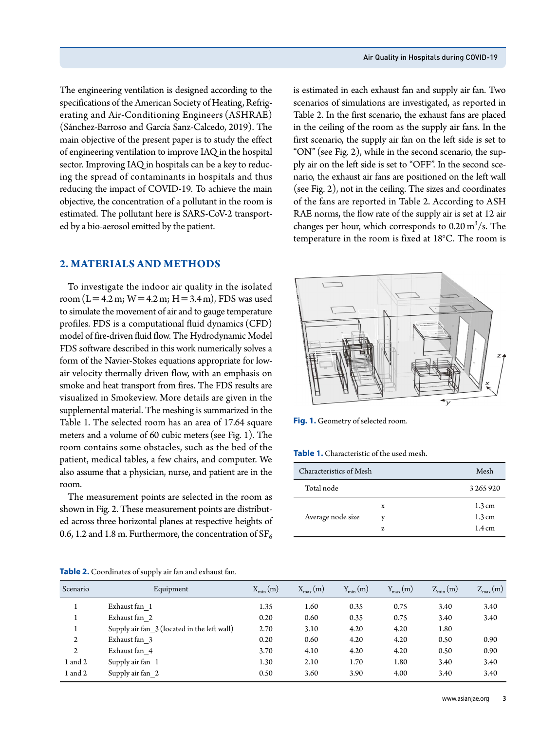The engineering ventilation is designed according to the specifications of the American Society of Heating, Refrigerating and Air-Conditioning Engineers (ASHRAE) (Sánchez-Barroso and García Sanz-Calcedo, 2019). The main objective of the present paper is to study the effect of engineering ventilation to improve IAQ in the hospital sector. Improving IAQ in hospitals can be a key to reducing the spread of contaminants in hospitals and thus reducing the impact of COVID-19. To achieve the main objective, the concentration of a pollutant in the room is estimated. The pollutant here is SARS-CoV-2 transported by a bio-aerosol emitted by the patient.

## 2. MATERIALS AND METHODS

To investigate the indoor air quality in the isolated room (L = 4.2 m; W = 4.2 m; H = 3.4 m), FDS was used to simulate the movement of air and to gauge temperature profiles. FDS is a computational fluid dynamics (CFD) model of fire-driven fluid flow. The Hydrodynamic Model FDS software described in this work numerically solves a form of the Navier-Stokes equations appropriate for low-air velocity thermally driven flow, with an emphasis on smoke and heat transport from fires. The FDS results are visualized in Smokeview. More details are given in the supplemental material. The meshing is summarized in the Table 1. The selected room has an area of 17.64 square meters and a volume of 60 cubic meters (see Fig. 1). The room contains some obstacles, such as the bed of the patient, medical tables, a few chairs, and computer. We also assume that a physician, nurse, and patient are in the room.

The measurement points are selected in the room as shown in Fig. 2. These measurement points are distributed across three horizontal planes at respective heights of 0.6, 1.2 and 1.8 m. Furthermore, the concentration of $SF_6$ is estimated in each exhaust fan and supply air fan. Two scenarios of simulations are investigated, as reported in Table 2. In the first scenario, the exhaust fans are placed in the ceiling of the room as the supply air fans. In the first scenario, the supply air fan on the left side is set to "ON" (see Fig. 2), while in the second scenario, the supply air on the left side is set to "OFF". In the second scenario, the exhaust air fans are positioned on the left wall (see Fig. 2), not in the ceiling. The sizes and coordinates of the fans are reported in Table 2. According to ASH RAE norms, the flow rate of the supply air is set at 12 air changes per hour, which corresponds to $0.20\ m^3/s$. The temperature in the room is fixed at 18°C. The room is

**Fig. 1.** Geometry of selected room.

**Table 1.** Characteristic of the used mesh.

| Characteristics of Mesh | | Mesh |
|---|---|---|
| Total node | | 3 265 920 |
| Average node size | x | 1.3 cm |
| | y | 1.3 cm |
| | z | 1.4 cm |

**Table 2.** Coordinates of supply air fan and exhaust fan.

| Scenario | Equipment | $X_{min}$ (m) | $X_{max}$ (m) | $Y_{min}$ (m) | $Y_{max}$ (m) | $Z_{min}$ (m) | $Z_{max}$ (m) |
|---|---|---|---|---|---|---|---|
| 1 | Exhaust fan_1 | 1.35 | 1.60 | 0.35 | 0.75 | 3.40 | 3.40 |
| 1 | Exhaust fan_2 | 0.20 | 0.60 | 0.35 | 0.75 | 3.40 | 3.40 |
| 1 | Supply air fan_3 (located in the left wall) | 2.70 | 3.10 | 4.20 | 4.20 | 1.80 | |
| 2 | Exhaust fan_3 | 0.20 | 0.60 | 4.20 | 4.20 | 0.50 | 0.90 |
| 2 | Exhaust fan_4 | 3.70 | 4.10 | 4.20 | 4.20 | 0.50 | 0.90 |
| 1 and 2 | Supply air fan_1 | 1.30 | 2.10 | 1.70 | 1.80 | 3.40 | 3.40 |
| 1 and 2 | Supply air fan_2 | 0.50 | 3.60 | 3.90 | 4.00 | 3.40 | 3.40 |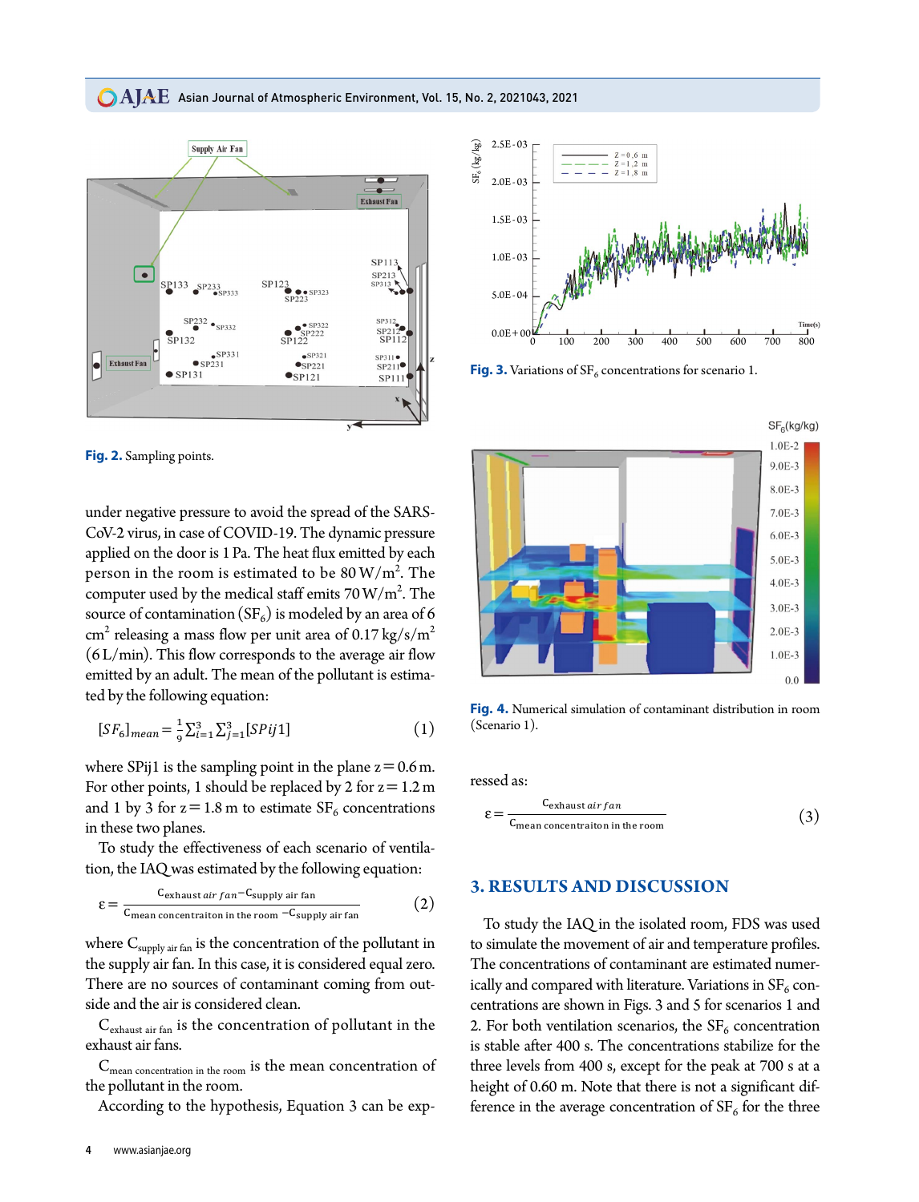Fig. 2. Sampling points.

Fig. 3. Variations of $SF_6$ concentrations for scenario 1.

Fig. 4. Numerical simulation of contaminant distribution in room (Scenario 1).

under negative pressure to avoid the spread of the SARS-CoV-2 virus, in case of COVID-19. The dynamic pressure applied on the door is 1 Pa. The heat flux emitted by each person in the room is estimated to be 80 W/m$^2$. The computer used by the medical staff emits 70 W/m$^2$. The source of contamination ($SF_6$) is modeled by an area of 6 cm$^2$ releasing a mass flow per unit area of 0.17 kg/s/m$^2$ (6 L/min). This flow corresponds to the average air flow emitted by an adult. The mean of the pollutant is estimated by the following equation:

$$[SF_6]_{mean} = \frac{1}{9}\sum_{i=1}^{3}\sum_{j=1}^{3}[SPij1] \quad (1)$$

where SPij1 is the sampling point in the plane z = 0.6 m. For other points, 1 should be replaced by 2 for z = 1.2 m and 1 by 3 for z = 1.8 m to estimate $SF_6$ concentrations in these two planes.

To study the effectiveness of each scenario of ventilation, the IAQ was estimated by the following equation:

$$\varepsilon = \frac{C_{exhaust\ air\ fan} - C_{supply\ air\ fan}}{C_{mean\ concentraiton\ in\ the\ room} - C_{supply\ air\ fan}} \quad (2)$$

where $C_{supply\ air\ fan}$ is the concentration of the pollutant in the supply air fan. In this case, it is considered equal zero. There are no sources of contaminant coming from outside and the air is considered clean.

$C_{exhaust\ air\ fan}$ is the concentration of pollutant in the exhaust air fans.

$C_{mean\ concentration\ in\ the\ room}$ is the mean concentration of the pollutant in the room.

According to the hypothesis, Equation 3 can be expressed as:

$$\varepsilon = \frac{C_{exhaust\ air\ fan}}{C_{mean\ concentraiton\ in\ the\ room}} \quad (3)$$

## 3. RESULTS AND DISCUSSION

To study the IAQ in the isolated room, FDS was used to simulate the movement of air and temperature profiles. The concentrations of contaminant are estimated numerically and compared with literature. Variations in $SF_6$ concentrations are shown in Figs. 3 and 5 for scenarios 1 and 2. For both ventilation scenarios, the $SF_6$ concentration is stable after 400 s. The concentrations stabilize for the three levels from 400 s, except for the peak at 700 s at a height of 0.60 m. Note that there is not a significant difference in the average concentration of $SF_6$ for the three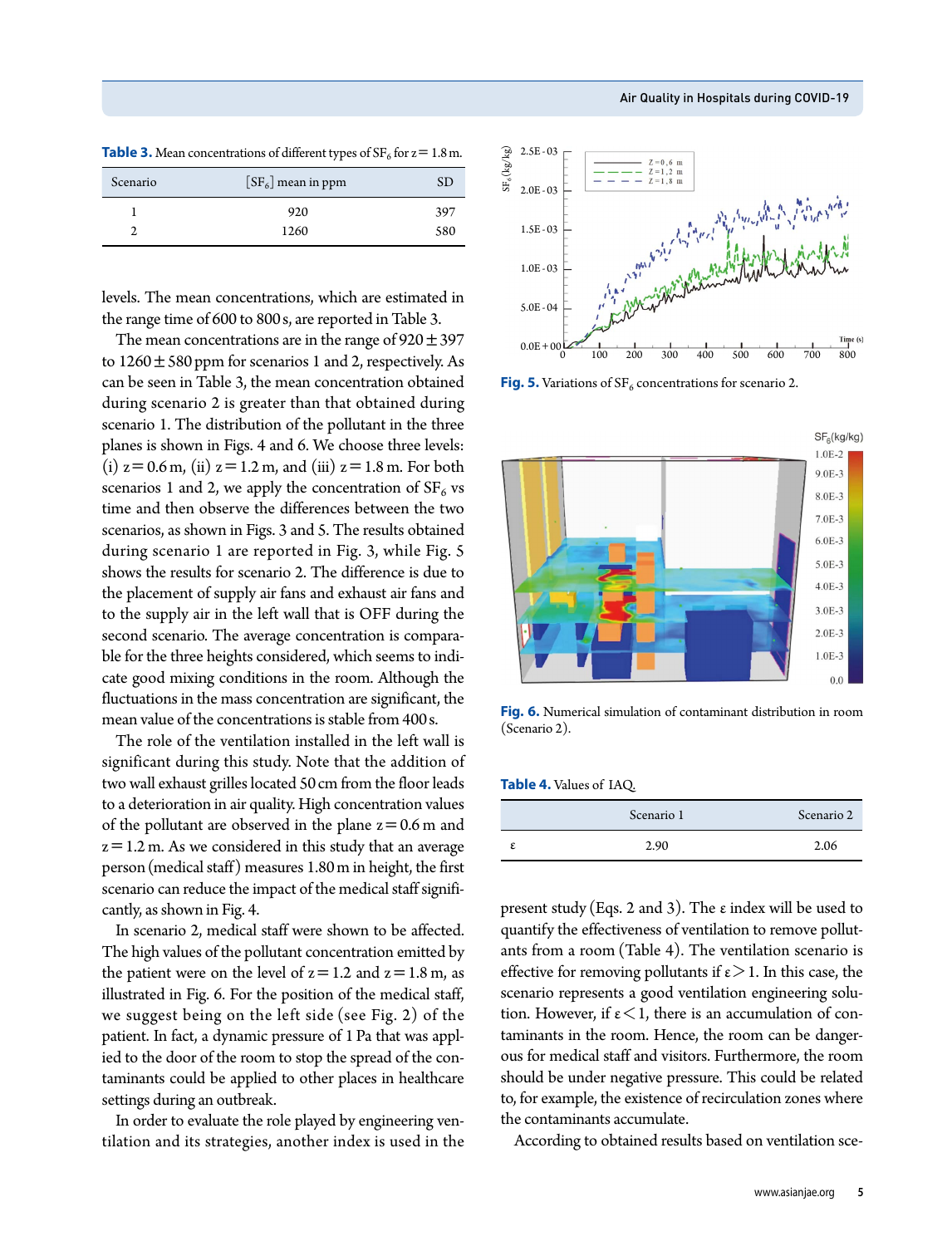**Table 3.** Mean concentrations of different types of $SF_6$ for $z = 1.8$ m.

| Scenario | $[SF_6]$ mean in ppm | SD |
|---|---|---|
| 1 | 920 | 397 |
| 2 | 1260 | 580 |

levels. The mean concentrations, which are estimated in the range time of 600 to 800 s, are reported in Table 3.

The mean concentrations are in the range of $920 \pm 397$ to $1260 \pm 580$ ppm for scenarios 1 and 2, respectively. As can be seen in Table 3, the mean concentration obtained during scenario 2 is greater than that obtained during scenario 1. The distribution of the pollutant in the three planes is shown in Figs. 4 and 6. We choose three levels: (i) $z = 0.6$ m, (ii) $z = 1.2$ m, and (iii) $z = 1.8$ m. For both scenarios 1 and 2, we apply the concentration of $SF_6$ vs time and then observe the differences between the two scenarios, as shown in Figs. 3 and 5. The results obtained during scenario 1 are reported in Fig. 3, while Fig. 5 shows the results for scenario 2. The difference is due to the placement of supply air fans and exhaust air fans and to the supply air in the left wall that is OFF during the second scenario. The average concentration is comparable for the three heights considered, which seems to indicate good mixing conditions in the room. Although the fluctuations in the mass concentration are significant, the mean value of the concentrations is stable from 400 s.

The role of the ventilation installed in the left wall is significant during this study. Note that the addition of two wall exhaust grilles located 50 cm from the floor leads to a deterioration in air quality. High concentration values of the pollutant are observed in the plane $z = 0.6$ m and $z = 1.2$ m. As we considered in this study that an average person (medical staff) measures 1.80 m in height, the first scenario can reduce the impact of the medical staff significantly, as shown in Fig. 4.

In scenario 2, medical staff were shown to be affected. The high values of the pollutant concentration emitted by the patient were on the level of $z = 1.2$ and $z = 1.8$ m, as illustrated in Fig. 6. For the position of the medical staff, we suggest being on the left side (see Fig. 2) of the patient. In fact, a dynamic pressure of 1 Pa that was applied to the door of the room to stop the spread of the contaminants could be applied to other places in healthcare settings during an outbreak.

In order to evaluate the role played by engineering ventilation and its strategies, another index is used in the present study (Eqs. 2 and 3). The ε index will be used to quantify the effectiveness of ventilation to remove pollutants from a room (Table 4). The ventilation scenario is effective for removing pollutants if $\varepsilon > 1$. In this case, the scenario represents a good ventilation engineering solution. However, if $\varepsilon < 1$, there is an accumulation of contaminants in the room. Hence, the room can be dangerous for medical staff and visitors. Furthermore, the room should be under negative pressure. This could be related to, for example, the existence of recirculation zones where the contaminants accumulate.

According to obtained results based on ventilation sce-

**Fig. 5.** Variations of $SF_6$ concentrations for scenario 2.

**Fig. 6.** Numerical simulation of contaminant distribution in room (Scenario 2).

**Table 4.** Values of IAQ.

| | Scenario 1 | Scenario 2 |
|---|---|---|
| ε | 2.90 | 2.06 |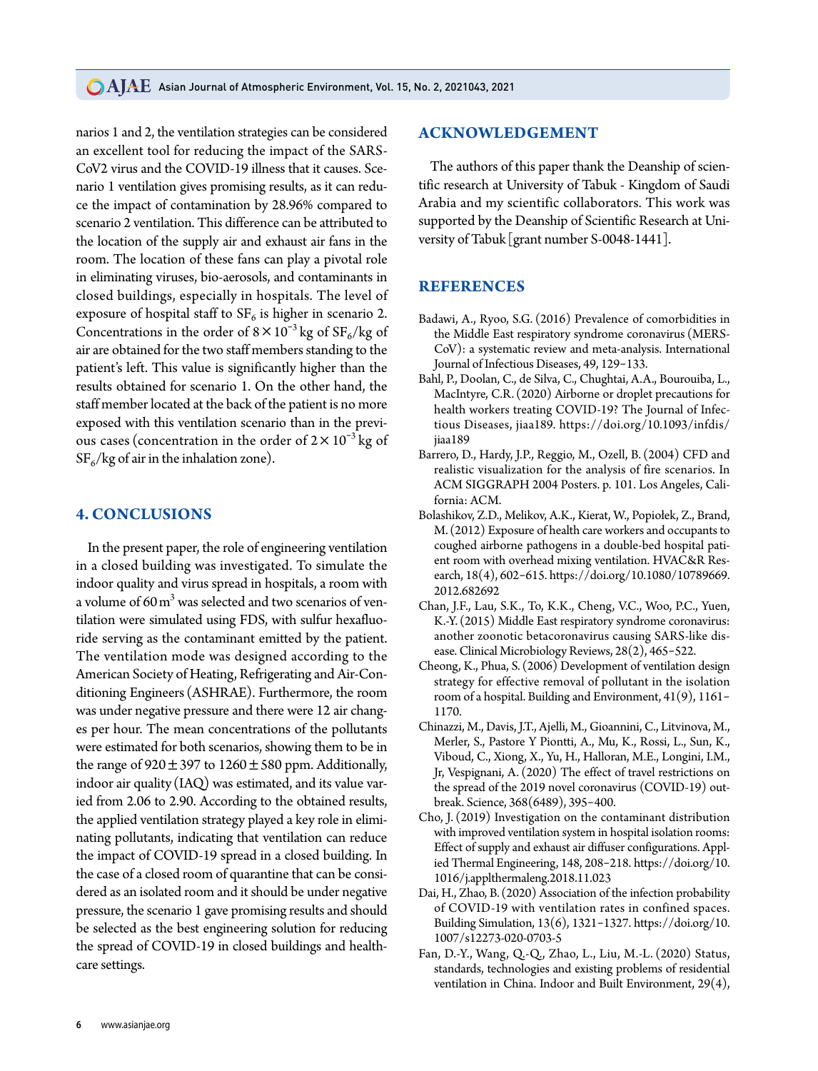narios 1 and 2, the ventilation strategies can be considered an excellent tool for reducing the impact of the SARS-CoV2 virus and the COVID-19 illness that it causes. Scenario 1 ventilation gives promising results, as it can reduce the impact of contamination by 28.96% compared to scenario 2 ventilation. This difference can be attributed to the location of the supply air and exhaust air fans in the room. The location of these fans can play a pivotal role in eliminating viruses, bio-aerosols, and contaminants in closed buildings, especially in hospitals. The level of exposure of hospital staff to $SF_6$ is higher in scenario 2. Concentrations in the order of $8\times10^{-3}$ kg of $SF_6$/kg of air are obtained for the two staff members standing to the patient's left. This value is significantly higher than the results obtained for scenario 1. On the other hand, the staff member located at the back of the patient is no more exposed with this ventilation scenario than in the previous cases (concentration in the order of $2\times10^{-3}$ kg of $SF_6$/kg of air in the inhalation zone).

## 4. CONCLUSIONS

In the present paper, the role of engineering ventilation in a closed building was investigated. To simulate the indoor quality and virus spread in hospitals, a room with a volume of $60\,m^3$ was selected and two scenarios of ventilation were simulated using FDS, with sulfur hexafluoride serving as the contaminant emitted by the patient. The ventilation mode was designed according to the American Society of Heating, Refrigerating and Air-Conditioning Engineers (ASHRAE). Furthermore, the room was under negative pressure and there were 12 air changes per hour. The mean concentrations of the pollutants were estimated for both scenarios, showing them to be in the range of $920\pm397$ to $1260\pm580$ ppm. Additionally, indoor air quality (IAQ) was estimated, and its value varied from 2.06 to 2.90. According to the obtained results, the applied ventilation strategy played a key role in eliminating pollutants, indicating that ventilation can reduce the impact of COVID-19 spread in a closed building. In the case of a closed room of quarantine that can be considered as an isolated room and it should be under negative pressure, the scenario 1 gave promising results and should be selected as the best engineering solution for reducing the spread of COVID-19 in closed buildings and healthcare settings.

## ACKNOWLEDGEMENT

The authors of this paper thank the Deanship of scientific research at University of Tabuk - Kingdom of Saudi Arabia and my scientific collaborators. This work was supported by the Deanship of Scientific Research at University of Tabuk [grant number S-0048-1441].

## REFERENCES

Badawi, A., Ryoo, S.G. (2016) Prevalence of comorbidities in the Middle East respiratory syndrome coronavirus (MERS-CoV): a systematic review and meta-analysis. International Journal of Infectious Diseases, 49, 129-133.

Bahl, P., Doolan, C., de Silva, C., Chughtai, A.A., Bourouiba, L., MacIntyre, C.R. (2020) Airborne or droplet precautions for health workers treating COVID-19? The Journal of Infectious Diseases, jiaa189. https://doi.org/10.1093/infdis/jiaa189

Barrero, D., Hardy, J.P., Reggio, M., Ozell, B. (2004) CFD and realistic visualization for the analysis of fire scenarios. In ACM SIGGRAPH 2004 Posters. p. 101. Los Angeles, California: ACM.

Bolashikov, Z.D., Melikov, A.K., Kierat, W., Popiołek, Z., Brand, M. (2012) Exposure of health care workers and occupants to coughed airborne pathogens in a double-bed hospital patient room with overhead mixing ventilation. HVAC&R Research, 18(4), 602-615. https://doi.org/10.1080/10789669.2012.682692

Chan, J.F., Lau, S.K., To, K.K., Cheng, V.C., Woo, P.C., Yuen, K.-Y. (2015) Middle East respiratory syndrome coronavirus: another zoonotic betacoronavirus causing SARS-like disease. Clinical Microbiology Reviews, 28(2), 465-522.

Cheong, K., Phua, S. (2006) Development of ventilation design strategy for effective removal of pollutant in the isolation room of a hospital. Building and Environment, 41(9), 1161-1170.

Chinazzi, M., Davis, J.T., Ajelli, M., Gioannini, C., Litvinova, M., Merler, S., Pastore Y Piontti, A., Mu, K., Rossi, L., Sun, K., Viboud, C., Xiong, X., Yu, H., Halloran, M.E., Longini, I.M., Jr, Vespignani, A. (2020) The effect of travel restrictions on the spread of the 2019 novel coronavirus (COVID-19) outbreak. Science, 368(6489), 395-400.

Cho, J. (2019) Investigation on the contaminant distribution with improved ventilation system in hospital isolation rooms: Effect of supply and exhaust air diffuser configurations. Applied Thermal Engineering, 148, 208-218. https://doi.org/10.1016/j.applthermaleng.2018.11.023

Dai, H., Zhao, B. (2020) Association of the infection probability of COVID-19 with ventilation rates in confined spaces. Building Simulation, 13(6), 1321-1327. https://doi.org/10.1007/s12273-020-0703-5

Fan, D.-Y., Wang, Q.-Q., Zhao, L., Liu, M.-L. (2020) Status, standards, technologies and existing problems of residential ventilation in China. Indoor and Built Environment, 29(4),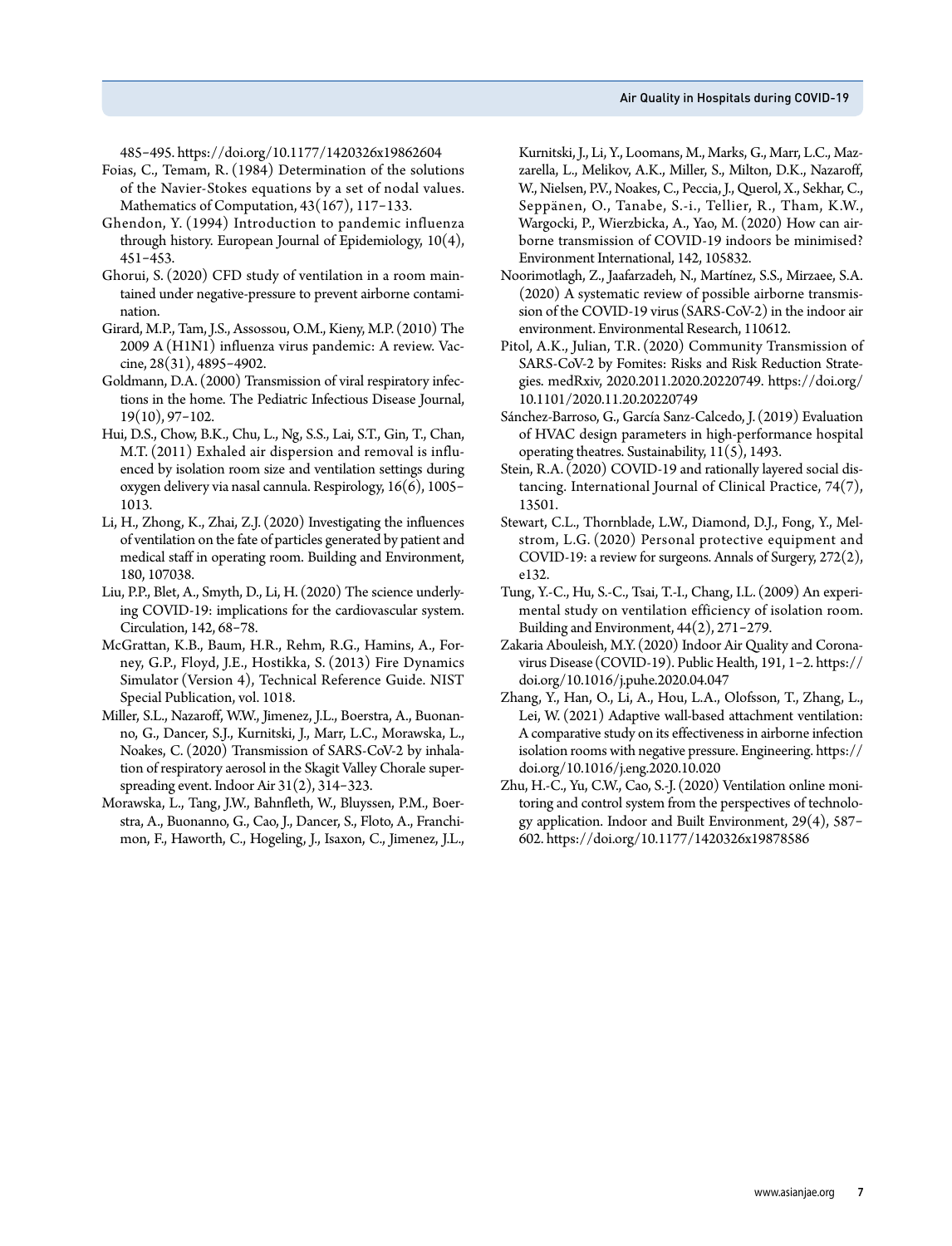485–495. https://doi.org/10.1177/1420326x19862604

Foias, C., Temam, R. (1984) Determination of the solutions of the Navier-Stokes equations by a set of nodal values. Mathematics of Computation, 43(167), 117–133.

Ghendon, Y. (1994) Introduction to pandemic influenza through history. European Journal of Epidemiology, 10(4), 451–453.

Ghorui, S. (2020) CFD study of ventilation in a room maintained under negative-pressure to prevent airborne contamination.

Girard, M.P., Tam, J.S., Assossou, O.M., Kieny, M.P. (2010) The 2009 A (H1N1) influenza virus pandemic: A review. Vaccine, 28(31), 4895–4902.

Goldmann, D.A. (2000) Transmission of viral respiratory infections in the home. The Pediatric Infectious Disease Journal, 19(10), 97–102.

Hui, D.S., Chow, B.K., Chu, L., Ng, S.S., Lai, S.T., Gin, T., Chan, M.T. (2011) Exhaled air dispersion and removal is influenced by isolation room size and ventilation settings during oxygen delivery via nasal cannula. Respirology, 16(6), 1005–1013.

Li, H., Zhong, K., Zhai, Z.J. (2020) Investigating the influences of ventilation on the fate of particles generated by patient and medical staff in operating room. Building and Environment, 180, 107038.

Liu, P.P., Blet, A., Smyth, D., Li, H. (2020) The science underlying COVID-19: implications for the cardiovascular system. Circulation, 142, 68–78.

McGrattan, K.B., Baum, H.R., Rehm, R.G., Hamins, A., Forney, G.P., Floyd, J.E., Hostikka, S. (2013) Fire Dynamics Simulator (Version 4), Technical Reference Guide. NIST Special Publication, vol. 1018.

Miller, S.L., Nazaroff, W.W., Jimenez, J.L., Boerstra, A., Buonanno, G., Dancer, S.J., Kurnitski, J., Marr, L.C., Morawska, L., Noakes, C. (2020) Transmission of SARS-CoV-2 by inhalation of respiratory aerosol in the Skagit Valley Chorale superspreading event. Indoor Air 31(2), 314–323.

Morawska, L., Tang, J.W., Bahnfleth, W., Bluyssen, P.M., Boerstra, A., Buonanno, G., Cao, J., Dancer, S., Floto, A., Franchimon, F., Haworth, C., Hogeling, J., Isaxon, C., Jimenez, J.L., Kurnitski, J., Li, Y., Loomans, M., Marks, G., Marr, L.C., Mazzarella, L., Melikov, A.K., Miller, S., Milton, D.K., Nazaroff, W., Nielsen, P.V., Noakes, C., Peccia, J., Querol, X., Sekhar, C., Seppänen, O., Tanabe, S.-i., Tellier, R., Tham, K.W., Wargocki, P., Wierzbicka, A., Yao, M. (2020) How can airborne transmission of COVID-19 indoors be minimised? Environment International, 142, 105832.

Noorimotlagh, Z., Jaafarzadeh, N., Martínez, S.S., Mirzaee, S.A. (2020) A systematic review of possible airborne transmission of the COVID-19 virus (SARS-CoV-2) in the indoor air environment. Environmental Research, 110612.

Pitol, A.K., Julian, T.R. (2020) Community Transmission of SARS-CoV-2 by Fomites: Risks and Risk Reduction Strategies. medRxiv, 2020.2011.2020.20220749. https://doi.org/10.1101/2020.11.20.20220749

Sánchez-Barroso, G., García Sanz-Calcedo, J. (2019) Evaluation of HVAC design parameters in high-performance hospital operating theatres. Sustainability, 11(5), 1493.

Stein, R.A. (2020) COVID-19 and rationally layered social distancing. International Journal of Clinical Practice, 74(7), 13501.

Stewart, C.L., Thornblade, L.W., Diamond, D.J., Fong, Y., Melstrom, L.G. (2020) Personal protective equipment and COVID-19: a review for surgeons. Annals of Surgery, 272(2), e132.

Tung, Y.-C., Hu, S.-C., Tsai, T.-I., Chang, I.L. (2009) An experimental study on ventilation efficiency of isolation room. Building and Environment, 44(2), 271–279.

Zakaria Abouleish, M.Y. (2020) Indoor Air Quality and Coronavirus Disease (COVID-19). Public Health, 191, 1–2. https://doi.org/10.1016/j.puhe.2020.04.047

Zhang, Y., Han, O., Li, A., Hou, L.A., Olofsson, T., Zhang, L., Lei, W. (2021) Adaptive wall-based attachment ventilation: A comparative study on its effectiveness in airborne infection isolation rooms with negative pressure. Engineering. https://doi.org/10.1016/j.eng.2020.10.020

Zhu, H.-C., Yu, C.W., Cao, S.-J. (2020) Ventilation online monitoring and control system from the perspectives of technology application. Indoor and Built Environment, 29(4), 587–602. https://doi.org/10.1177/1420326x19878586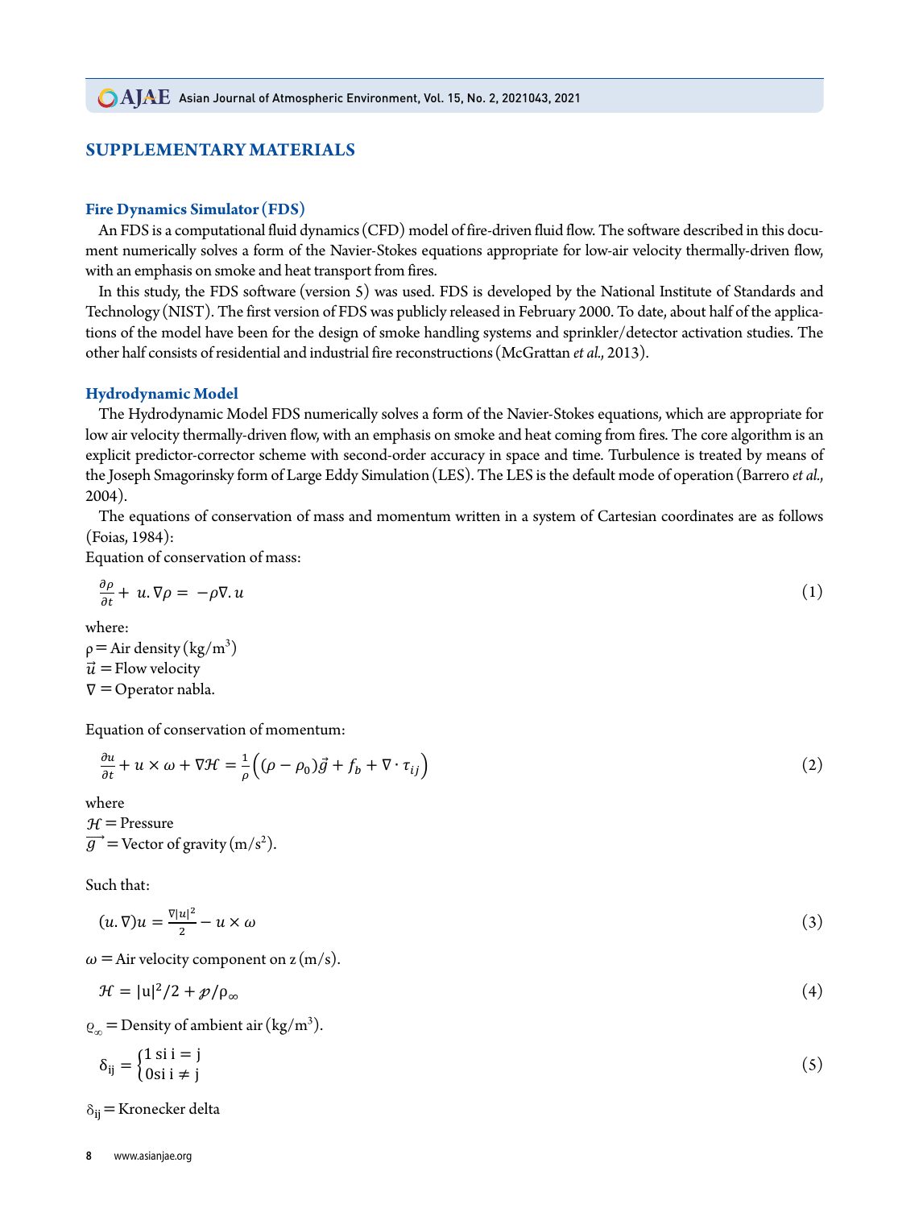## SUPPLEMENTARY MATERIALS

### Fire Dynamics Simulator (FDS)

An FDS is a computational fluid dynamics (CFD) model of fire-driven fluid flow. The software described in this document numerically solves a form of the Navier-Stokes equations appropriate for low-air velocity thermally-driven flow, with an emphasis on smoke and heat transport from fires.

In this study, the FDS software (version 5) was used. FDS is developed by the National Institute of Standards and Technology (NIST). The first version of FDS was publicly released in February 2000. To date, about half of the applications of the model have been for the design of smoke handling systems and sprinkler/detector activation studies. The other half consists of residential and industrial fire reconstructions (McGrattan *et al.*, 2013).

### Hydrodynamic Model

The Hydrodynamic Model FDS numerically solves a form of the Navier-Stokes equations, which are appropriate for low air velocity thermally-driven flow, with an emphasis on smoke and heat coming from fires. The core algorithm is an explicit predictor-corrector scheme with second-order accuracy in space and time. Turbulence is treated by means of the Joseph Smagorinsky form of Large Eddy Simulation (LES). The LES is the default mode of operation (Barrero *et al.*, 2004).

The equations of conservation of mass and momentum written in a system of Cartesian coordinates are as follows (Foias, 1984):

Equation of conservation of mass:

$$\frac{\partial \rho}{\partial t} + u.\nabla\rho = -\rho\nabla.u \tag{1}$$

where:

$\rho$ = Air density (kg/m$^3$)

$\vec{u}$ = Flow velocity

$\nabla$ = Operator nabla.

Equation of conservation of momentum:

$$\frac{\partial u}{\partial t} + u \times \omega + \nabla\mathcal{H} = \frac{1}{\rho}\left((\rho - \rho_0)\vec{g} + f_b + \nabla \cdot \tau_{ij}\right) \tag{2}$$

where

$\mathcal{H}$ = Pressure

$\vec{g}$ = Vector of gravity (m/s$^2$).

Such that:

$$(u.\nabla)u = \frac{\nabla|u|^2}{2} - u \times \omega \tag{3}$$

$\omega$ = Air velocity component on z (m/s).

$$\mathcal{H} = |u|^2/2 + \wp/\rho_\infty \tag{4}$$

$\varrho_\infty$ = Density of ambient air (kg/m$^3$).

$$\delta_{ij} = \begin{cases} 1 \text{ si } i = j \\ 0 \text{si } i \neq j \end{cases} \tag{5}$$

$\delta_{ij}$ = Kronecker delta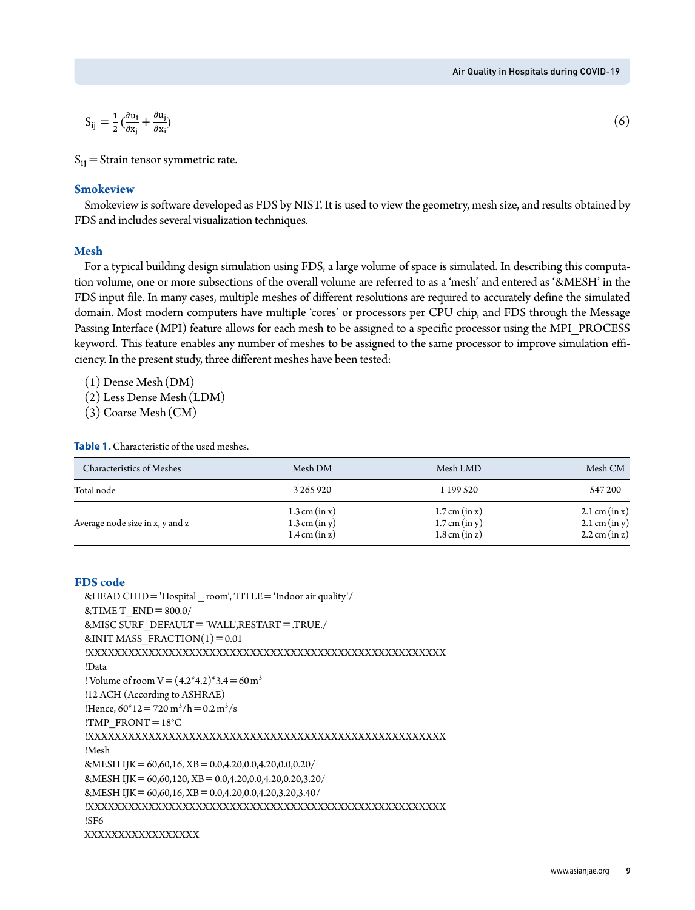$$S_{ij} = \frac{1}{2}\left(\frac{\partial u_i}{\partial x_j} + \frac{\partial u_j}{\partial x_i}\right) \tag{6}$$

$S_{ij}$ = Strain tensor symmetric rate.

### Smokeview

Smokeview is software developed as FDS by NIST. It is used to view the geometry, mesh size, and results obtained by FDS and includes several visualization techniques.

### Mesh

For a typical building design simulation using FDS, a large volume of space is simulated. In describing this computation volume, one or more subsections of the overall volume are referred to as a 'mesh' and entered as '&MESH' in the FDS input file. In many cases, multiple meshes of different resolutions are required to accurately define the simulated domain. Most modern computers have multiple 'cores' or processors per CPU chip, and FDS through the Message Passing Interface (MPI) feature allows for each mesh to be assigned to a specific processor using the MPI_PROCESS keyword. This feature enables any number of meshes to be assigned to the same processor to improve simulation efficiency. In the present study, three different meshes have been tested:

(1) Dense Mesh (DM)
(2) Less Dense Mesh (LDM)
(3) Coarse Mesh (CM)

**Table 1.** Characteristic of the used meshes.

| Characteristics of Meshes | Mesh DM | Mesh LMD | Mesh CM |
|---|---|---|---|
| Total node | 3 265 920 | 1 199 520 | 547 200 |
| Average node size in x, y and z | 1.3 cm (in x)<br>1.3 cm (in y)<br>1.4 cm (in z) | 1.7 cm (in x)<br>1.7 cm (in y)<br>1.8 cm (in z) | 2.1 cm (in x)<br>2.1 cm (in y)<br>2.2 cm (in z) |

### FDS code

```
&HEAD CHID='Hospital _ room', TITLE='Indoor air quality'/
&TIME T_END=800.0/
&MISC SURF_DEFAULT='WALL',RESTART=.TRUE./
&INIT MASS_FRACTION(1)=0.01
!XXXXXXXXXXXXXXXXXXXXXXXXXXXXXXXXXXXXXXXXXXXXXXXXXXXXXX
!Data
! Volume of room V=(4.2*4.2)*3.4=60 m³
!12 ACH (According to ASHRAE)
!Hence, 60*12=720 m³/h=0.2 m³/s
!TMP_FRONT=18°C
!XXXXXXXXXXXXXXXXXXXXXXXXXXXXXXXXXXXXXXXXXXXXXXXXXXXXXXX
!Mesh
&MESH IJK=60,60,16, XB=0.0,4.20,0.0,4.20,0.0,0.20/
&MESH IJK=60,60,120, XB=0.0,4.20,0.0,4.20,0.20,3.20/
&MESH IJK=60,60,16, XB=0.0,4.20,0.0,4.20,3.20,3.40/
!XXXXXXXXXXXXXXXXXXXXXXXXXXXXXXXXXXXXXXXXXXXXXXXXXXXXXXX
!SF6
XXXXXXXXXXXXXXXXX
```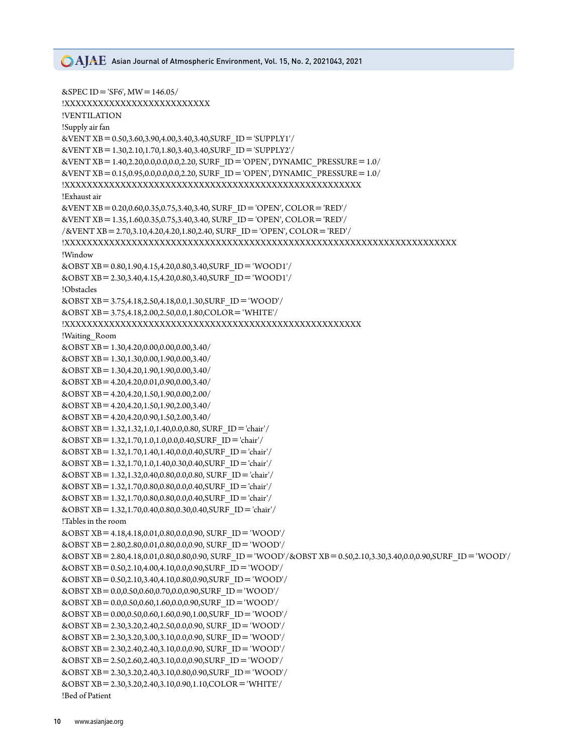```
&SPEC ID='SF6', MW=146.05/
!XXXXXXXXXXXXXXXXXXXXXXXXXX
!VENTILATION
!Supply air fan
&VENT XB=0.50,3.60,3.90,4.00,3.40,3.40,SURF_ID='SUPPLY1'/
&VENT XB=1.30,2.10,1.70,1.80,3.40,3.40,SURF_ID='SUPPLY2'/
&VENT XB=1.40,2.20,0.0,0.0,0.0,2.20, SURF_ID='OPEN', DYNAMIC_PRESSURE=1.0/
&VENT XB=0.15,0.95,0.0,0.0,0.0,2.20, SURF_ID='OPEN', DYNAMIC_PRESSURE=1.0/
!XXXXXXXXXXXXXXXXXXXXXXXXXXXXXXXXXXXXXXXXXXXXXXXXXXXXXX
!Exhaust air
&VENT XB=0.20,0.60,0.35,0.75,3.40,3.40, SURF_ID='OPEN', COLOR='RED'/
&VENT XB=1.35,1.60,0.35,0.75,3.40,3.40, SURF_ID='OPEN', COLOR='RED'/
/&VENT XB=2.70,3.10,4.20,4.20,1.80,2.40, SURF_ID='OPEN', COLOR='RED'/
!XXXXXXXXXXXXXXXXXXXXXXXXXXXXXXXXXXXXXXXXXXXXXXXXXXXXXXXXXXXXXXXXXXXXXXXXXXX
!Window
&OBST XB=0.80,1.90,4.15,4.20,0.80,3.40,SURF_ID='WOOD1'/
&OBST XB=2.30,3.40,4.15,4.20,0.80,3.40,SURF_ID='WOOD1'/
!Obstacles
&OBST XB=3.75,4.18,2.50,4.18,0.0,1.30,SURF_ID='WOOD'/
&OBST XB=3.75,4.18,2.00,2.50,0.0,1.80,COLOR='WHITE'/
!XXXXXXXXXXXXXXXXXXXXXXXXXXXXXXXXXXXXXXXXXXXXXXXXXXXXXX
!Waiting_Room
&OBST XB=1.30,4.20,0.00,0.00,0.00,3.40/
&OBST XB=1.30,1.30,0.00,1.90,0.00,3.40/
&OBST XB=1.30,4.20,1.90,1.90,0.00,3.40/
&OBST XB=4.20,4.20,0.01,0.90,0.00,3.40/
&OBST XB=4.20,4.20,1.50,1.90,0.00,2.00/
&OBST XB=4.20,4.20,1.50,1.90,2.00,3.40/
&OBST XB=4.20,4.20,0.90,1.50,2.00,3.40/
&OBST XB=1.32,1.32,1.0,1.40,0.0,0.80, SURF_ID='chair'/
&OBST XB=1.32,1.70,1.0,1.0,0.0,0.40,SURF_ID='chair'/
&OBST XB=1.32,1.70,1.40,1.40,0.0,0.40,SURF_ID='chair'/
&OBST XB=1.32,1.70,1.0,1.40,0.30,0.40,SURF_ID='chair'/
&OBST XB=1.32,1.32,0.40,0.80,0.0,0.80, SURF_ID='chair'/
&OBST XB=1.32,1.70,0.80,0.80,0.0,0.40,SURF_ID='chair'/
&OBST XB=1.32,1.70,0.80,0.80,0.0,0.40,SURF_ID='chair'/
&OBST XB=1.32,1.70,0.40,0.80,0.30,0.40,SURF_ID='chair'/
!Tables in the room
&OBST XB=4.18,4.18,0.01,0.80,0.0,0.90, SURF_ID='WOOD'/
&OBST XB=2.80,2.80,0.01,0.80,0.0,0.90, SURF_ID='WOOD'/
&OBST XB=2.80,4.18,0.01,0.80,0.80,0.90, SURF_ID='WOOD'/&OBST XB=0.50,2.10,3.30,3.40,0.0,0.90,SURF_ID='WOOD'/
&OBST XB=0.50,2.10,4.00,4.10,0.0,0.90,SURF_ID='WOOD'/
&OBST XB=0.50,2.10,3.40,4.10,0.80,0.90,SURF_ID='WOOD'/
&OBST XB=0.0,0.50,0.60,0.70,0.0,0.90,SURF_ID='WOOD'/
&OBST XB=0.0,0.50,0.60,1.60,0.0,0.90,SURF_ID='WOOD'/
&OBST XB=0.00,0.50,0.60,1.60,0.90,1.00,SURF_ID='WOOD'/
&OBST XB=2.30,3.20,2.40,2.50,0.0,0.90, SURF_ID='WOOD'/
&OBST XB=2.30,3.20,3.00,3.10,0.0,0.90, SURF_ID='WOOD'/
&OBST XB=2.30,2.40,2.40,3.10,0.0,0.90, SURF_ID='WOOD'/
&OBST XB=2.50,2.60,2.40,3.10,0.0,0.90,SURF_ID='WOOD'/
&OBST XB=2.30,3.20,2.40,3.10,0.80,0.90,SURF_ID='WOOD'/
&OBST XB=2.30,3.20,2.40,3.10,0.90,1.10,COLOR='WHITE'/
!Bed of Patient
```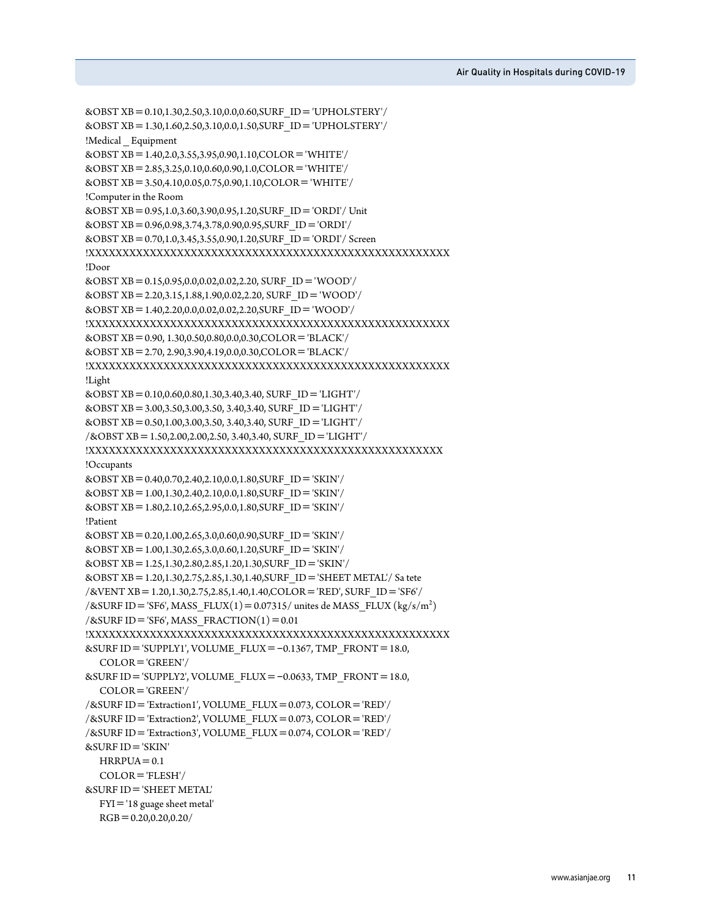```
&OBST XB = 0.10,1.30,2.50,3.10,0.0,0.60,SURF_ID = 'UPHOLSTERY'/
&OBST XB = 1.30,1.60,2.50,3.10,0.0,1.50,SURF_ID = 'UPHOLSTERY'/
!Medical _ Equipment
&OBST XB = 1.40,2.0,3.55,3.95,0.90,1.10,COLOR = 'WHITE'/
&OBST XB = 2.85,3.25,0.10,0.60,0.90,1.0,COLOR = 'WHITE'/
&OBST XB = 3.50,4.10,0.05,0.75,0.90,1.10,COLOR = 'WHITE'/
!Computer in the Room
&OBST XB = 0.95,1.0,3.60,3.90,0.95,1.20,SURF_ID = 'ORDI'/ Unit
&OBST XB = 0.96,0.98,3.74,3.78,0.90,0.95,SURF_ID = 'ORDI'/
&OBST XB = 0.70,1.0,3.45,3.55,0.90,1.20,SURF_ID = 'ORDI'/ Screen
!XXXXXXXXXXXXXXXXXXXXXXXXXXXXXXXXXXXXXXXXXXXXXXXXXXXXXXXX
!Door
&OBST XB = 0.15,0.95,0.0,0.02,0.02,2.20, SURF_ID = 'WOOD'/
&OBST XB = 2.20,3.15,1.88,1.90,0.02,2.20, SURF_ID = 'WOOD'/
&OBST XB = 1.40,2.20,0.0,0.02,0.02,2.20,SURF_ID = 'WOOD'/
!XXXXXXXXXXXXXXXXXXXXXXXXXXXXXXXXXXXXXXXXXXXXXXXXXXXXXXXX
&OBST XB = 0.90, 1.30,0.50,0.80,0.0,0.30,COLOR = 'BLACK'/
&OBST XB = 2.70, 2.90,3.90,4.19,0.0,0.30,COLOR = 'BLACK'/
!XXXXXXXXXXXXXXXXXXXXXXXXXXXXXXXXXXXXXXXXXXXXXXXXXXXXXXXX
!Light
&OBST XB = 0.10,0.60,0.80,1.30,3.40,3.40, SURF_ID = 'LIGHT'/
&OBST XB = 3.00,3.50,3.00,3.50, 3.40,3.40, SURF_ID = 'LIGHT'/
&OBST XB = 0.50,1.00,3.00,3.50, 3.40,3.40, SURF_ID = 'LIGHT'/
/&OBST XB = 1.50,2.00,2.00,2.50, 3.40,3.40, SURF_ID = 'LIGHT'/
!XXXXXXXXXXXXXXXXXXXXXXXXXXXXXXXXXXXXXXXXXXXXXXXXXXXXXXX
!Occupants
&OBST XB = 0.40,0.70,2.40,2.10,0.0,1.80,SURF_ID = 'SKIN'/
&OBST XB = 1.00,1.30,2.40,2.10,0.0,1.80,SURF_ID = 'SKIN'/
&OBST XB = 1.80,2.10,2.65,2.95,0.0,1.80,SURF_ID = 'SKIN'/
!Patient
&OBST XB = 0.20,1.00,2.65,3.0,0.60,0.90,SURF_ID = 'SKIN'/
&OBST XB = 1.00,1.30,2.65,3.0,0.60,1.20,SURF_ID = 'SKIN'/
&OBST XB = 1.25,1.30,2.80,2.85,1.20,1.30,SURF_ID = 'SKIN'/
&OBST XB = 1.20,1.30,2.75,2.85,1.30,1.40,SURF_ID = 'SHEET METAL'/ Sa tete
/&VENT XB = 1.20,1.30,2.75,2.85,1.40,1.40,COLOR = 'RED', SURF_ID = 'SF6'/
/&SURF ID = 'SF6', MASS_FLUX(1) = 0.07315/ unites de MASS_FLUX (kg/s/m2)
/&SURF ID = 'SF6', MASS_FRACTION(1) = 0.01
!XXXXXXXXXXXXXXXXXXXXXXXXXXXXXXXXXXXXXXXXXXXXXXXXXXXXXXXX
&SURF ID = 'SUPPLY1', VOLUME_FLUX = −0.1367, TMP_FRONT = 18.0,
   COLOR = 'GREEN'/
&SURF ID = 'SUPPLY2', VOLUME_FLUX = −0.0633, TMP_FRONT = 18.0,
   COLOR = 'GREEN'/
/&SURF ID = 'Extraction1', VOLUME_FLUX = 0.073, COLOR = 'RED'/
/&SURF ID = 'Extraction2', VOLUME_FLUX = 0.073, COLOR = 'RED'/
/&SURF ID = 'Extraction3', VOLUME_FLUX = 0.074, COLOR = 'RED'/
&SURF ID = 'SKIN'
   HRRPUA = 0.1
   COLOR = 'FLESH'/
&SURF ID = 'SHEET METAL'
   FYI = '18 guage sheet metal'
   RGB = 0.20,0.20,0.20/
```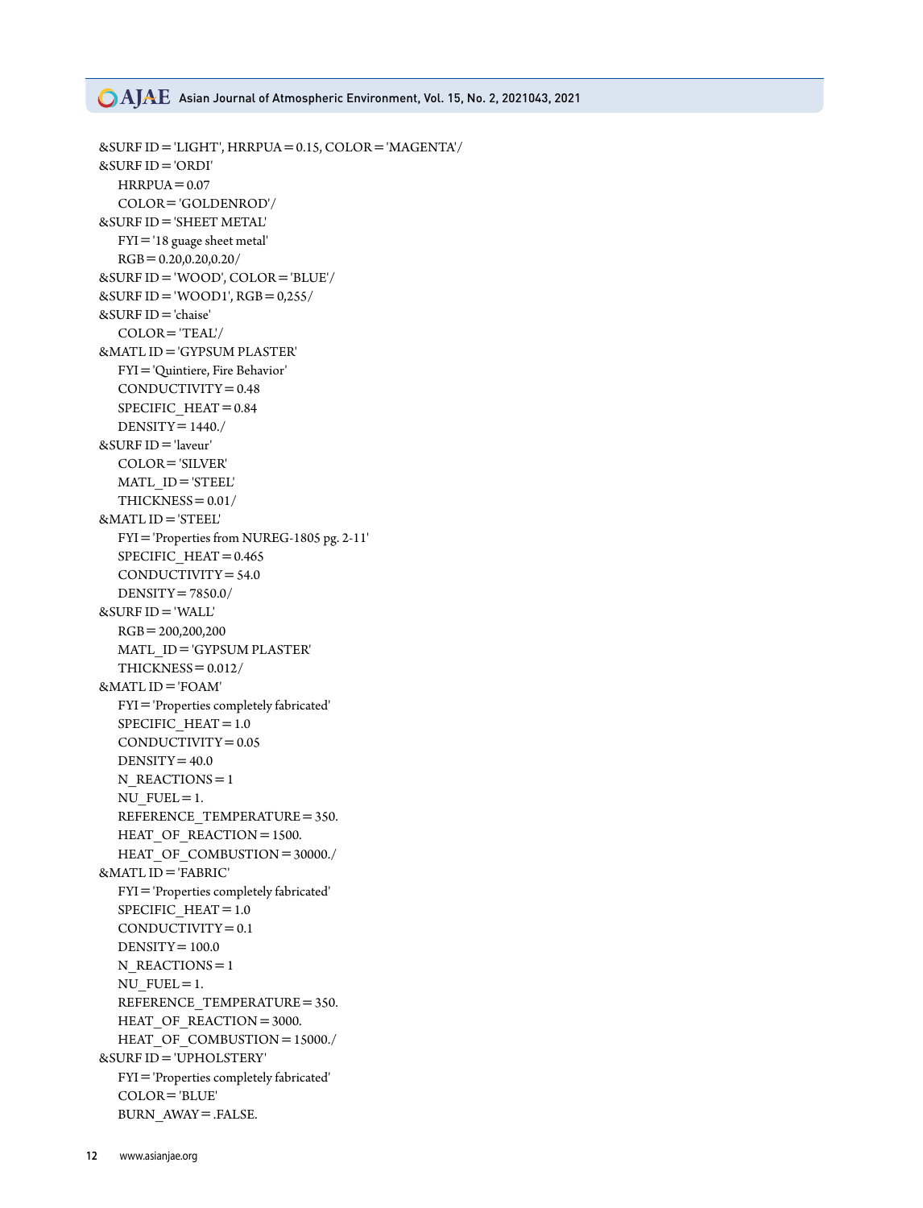```
&SURF ID='LIGHT', HRRPUA=0.15, COLOR='MAGENTA'/
&SURF ID='ORDI'
    HRRPUA=0.07
    COLOR='GOLDENROD'/
&SURF ID='SHEET METAL'
    FYI='18 guage sheet metal'
    RGB=0.20,0.20,0.20/
&SURF ID='WOOD', COLOR='BLUE'/
&SURF ID='WOOD1', RGB=0,255/
&SURF ID='chaise'
    COLOR='TEAL'/
&MATL ID='GYPSUM PLASTER'
    FYI='Quintiere, Fire Behavior'
    CONDUCTIVITY=0.48
    SPECIFIC_HEAT=0.84
    DENSITY=1440./
&SURF ID='laveur'
    COLOR='SILVER'
    MATL_ID='STEEL'
    THICKNESS=0.01/
&MATL ID='STEEL'
    FYI='Properties from NUREG-1805 pg. 2-11'
    SPECIFIC_HEAT=0.465
    CONDUCTIVITY=54.0
    DENSITY=7850.0/
&SURF ID='WALL'
    RGB=200,200,200
    MATL_ID='GYPSUM PLASTER'
    THICKNESS=0.012/
&MATL ID='FOAM'
    FYI='Properties completely fabricated'
    SPECIFIC_HEAT=1.0
    CONDUCTIVITY=0.05
    DENSITY=40.0
    N_REACTIONS=1
    NU_FUEL=1.
    REFERENCE_TEMPERATURE=350.
    HEAT_OF_REACTION=1500.
    HEAT_OF_COMBUSTION=30000./
&MATL ID='FABRIC'
    FYI='Properties completely fabricated'
    SPECIFIC_HEAT=1.0
    CONDUCTIVITY=0.1
    DENSITY=100.0
    N_REACTIONS=1
    NU_FUEL=1.
    REFERENCE_TEMPERATURE=350.
    HEAT_OF_REACTION=3000.
    HEAT_OF_COMBUSTION=15000./
&SURF ID='UPHOLSTERY'
    FYI='Properties completely fabricated'
    COLOR='BLUE'
    BURN_AWAY=.FALSE.
```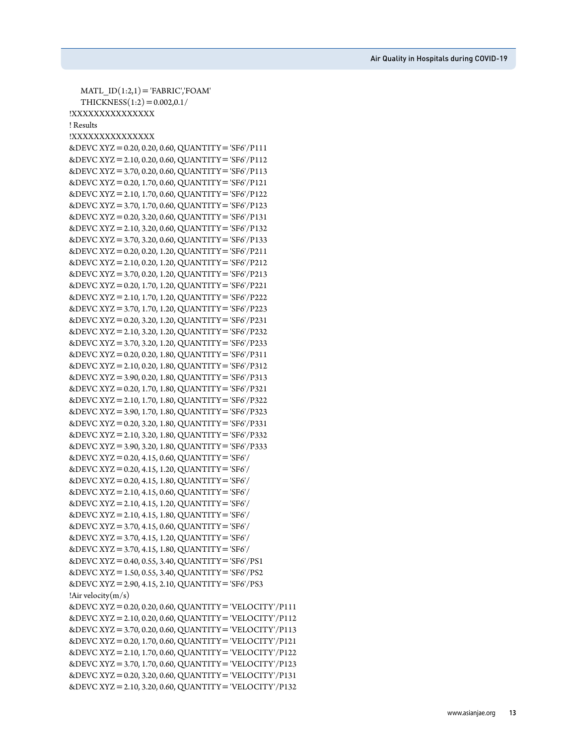```
    MATL_ID(1:2,1) = 'FABRIC','FOAM'
    THICKNESS(1:2) = 0.002,0.1/
!XXXXXXXXXXXXXXX
! Results
!XXXXXXXXXXXXXXX
&DEVC XYZ = 0.20, 0.20, 0.60, QUANTITY = 'SF6'/P111
&DEVC XYZ = 2.10, 0.20, 0.60, QUANTITY = 'SF6'/P112
&DEVC XYZ = 3.70, 0.20, 0.60, QUANTITY = 'SF6'/P113
&DEVC XYZ = 0.20, 1.70, 0.60, QUANTITY = 'SF6'/P121
&DEVC XYZ = 2.10, 1.70, 0.60, QUANTITY = 'SF6'/P122
&DEVC XYZ = 3.70, 1.70, 0.60, QUANTITY = 'SF6'/P123
&DEVC XYZ = 0.20, 3.20, 0.60, QUANTITY = 'SF6'/P131
&DEVC XYZ = 2.10, 3.20, 0.60, QUANTITY = 'SF6'/P132
&DEVC XYZ = 3.70, 3.20, 0.60, QUANTITY = 'SF6'/P133
&DEVC XYZ = 0.20, 0.20, 1.20, QUANTITY = 'SF6'/P211
&DEVC XYZ = 2.10, 0.20, 1.20, QUANTITY = 'SF6'/P212
&DEVC XYZ = 3.70, 0.20, 1.20, QUANTITY = 'SF6'/P213
&DEVC XYZ = 0.20, 1.70, 1.20, QUANTITY = 'SF6'/P221
&DEVC XYZ = 2.10, 1.70, 1.20, QUANTITY = 'SF6'/P222
&DEVC XYZ = 3.70, 1.70, 1.20, QUANTITY = 'SF6'/P223
&DEVC XYZ = 0.20, 3.20, 1.20, QUANTITY = 'SF6'/P231
&DEVC XYZ = 2.10, 3.20, 1.20, QUANTITY = 'SF6'/P232
&DEVC XYZ = 3.70, 3.20, 1.20, QUANTITY = 'SF6'/P233
&DEVC XYZ = 0.20, 0.20, 1.80, QUANTITY = 'SF6'/P311
&DEVC XYZ = 2.10, 0.20, 1.80, QUANTITY = 'SF6'/P312
&DEVC XYZ = 3.90, 0.20, 1.80, QUANTITY = 'SF6'/P313
&DEVC XYZ = 0.20, 1.70, 1.80, QUANTITY = 'SF6'/P321
&DEVC XYZ = 2.10, 1.70, 1.80, QUANTITY = 'SF6'/P322
&DEVC XYZ = 3.90, 1.70, 1.80, QUANTITY = 'SF6'/P323
&DEVC XYZ = 0.20, 3.20, 1.80, QUANTITY = 'SF6'/P331
&DEVC XYZ = 2.10, 3.20, 1.80, QUANTITY = 'SF6'/P332
&DEVC XYZ = 3.90, 3.20, 1.80, QUANTITY = 'SF6'/P333
&DEVC XYZ = 0.20, 4.15, 0.60, QUANTITY = 'SF6'/
&DEVC XYZ = 0.20, 4.15, 1.20, QUANTITY = 'SF6'/
&DEVC XYZ = 0.20, 4.15, 1.80, QUANTITY = 'SF6'/
&DEVC XYZ = 2.10, 4.15, 0.60, QUANTITY = 'SF6'/
&DEVC XYZ = 2.10, 4.15, 1.20, QUANTITY = 'SF6'/
&DEVC XYZ = 2.10, 4.15, 1.80, QUANTITY = 'SF6'/
&DEVC XYZ = 3.70, 4.15, 0.60, QUANTITY = 'SF6'/
&DEVC XYZ = 3.70, 4.15, 1.20, QUANTITY = 'SF6'/
&DEVC XYZ = 3.70, 4.15, 1.80, QUANTITY = 'SF6'/
&DEVC XYZ = 0.40, 0.55, 3.40, QUANTITY = 'SF6'/PS1
&DEVC XYZ = 1.50, 0.55, 3.40, QUANTITY = 'SF6'/PS2
&DEVC XYZ = 2.90, 4.15, 2.10, QUANTITY = 'SF6'/PS3
!Air velocity(m/s)
&DEVC XYZ = 0.20, 0.20, 0.60, QUANTITY = 'VELOCITY'/P111
&DEVC XYZ = 2.10, 0.20, 0.60, QUANTITY = 'VELOCITY'/P112
&DEVC XYZ = 3.70, 0.20, 0.60, QUANTITY = 'VELOCITY'/P113
&DEVC XYZ = 0.20, 1.70, 0.60, QUANTITY = 'VELOCITY'/P121
&DEVC XYZ = 2.10, 1.70, 0.60, QUANTITY = 'VELOCITY'/P122
&DEVC XYZ = 3.70, 1.70, 0.60, QUANTITY = 'VELOCITY'/P123
&DEVC XYZ = 0.20, 3.20, 0.60, QUANTITY = 'VELOCITY'/P131
&DEVC XYZ = 2.10, 3.20, 0.60, QUANTITY = 'VELOCITY'/P132
```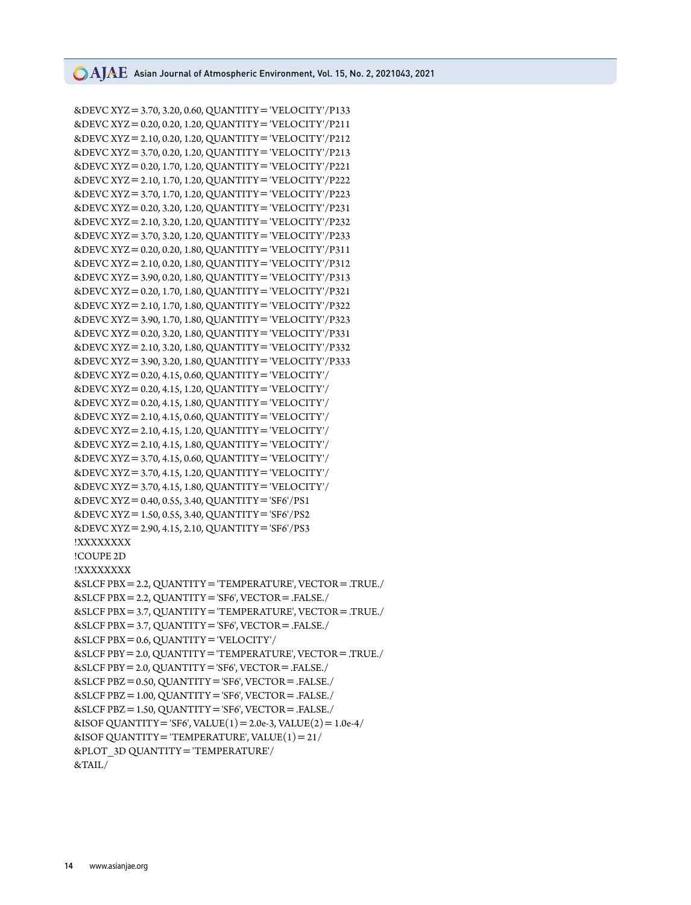```
&DEVC XYZ = 3.70, 3.20, 0.60, QUANTITY = 'VELOCITY'/P133
&DEVC XYZ = 0.20, 0.20, 1.20, QUANTITY = 'VELOCITY'/P211
&DEVC XYZ = 2.10, 0.20, 1.20, QUANTITY = 'VELOCITY'/P212
&DEVC XYZ = 3.70, 0.20, 1.20, QUANTITY = 'VELOCITY'/P213
&DEVC XYZ = 0.20, 1.70, 1.20, QUANTITY = 'VELOCITY'/P221
&DEVC XYZ = 2.10, 1.70, 1.20, QUANTITY = 'VELOCITY'/P222
&DEVC XYZ = 3.70, 1.70, 1.20, QUANTITY = 'VELOCITY'/P223
&DEVC XYZ = 0.20, 3.20, 1.20, QUANTITY = 'VELOCITY'/P231
&DEVC XYZ = 2.10, 3.20, 1.20, QUANTITY = 'VELOCITY'/P232
&DEVC XYZ = 3.70, 3.20, 1.20, QUANTITY = 'VELOCITY'/P233
&DEVC XYZ = 0.20, 0.20, 1.80, QUANTITY = 'VELOCITY'/P311
&DEVC XYZ = 2.10, 0.20, 1.80, QUANTITY = 'VELOCITY'/P312
&DEVC XYZ = 3.90, 0.20, 1.80, QUANTITY = 'VELOCITY'/P313
&DEVC XYZ = 0.20, 1.70, 1.80, QUANTITY = 'VELOCITY'/P321
&DEVC XYZ = 2.10, 1.70, 1.80, QUANTITY = 'VELOCITY'/P322
&DEVC XYZ = 3.90, 1.70, 1.80, QUANTITY = 'VELOCITY'/P323
&DEVC XYZ = 0.20, 3.20, 1.80, QUANTITY = 'VELOCITY'/P331
&DEVC XYZ = 2.10, 3.20, 1.80, QUANTITY = 'VELOCITY'/P332
&DEVC XYZ = 3.90, 3.20, 1.80, QUANTITY = 'VELOCITY'/P333
&DEVC XYZ = 0.20, 4.15, 0.60, QUANTITY = 'VELOCITY'/
&DEVC XYZ = 0.20, 4.15, 1.20, QUANTITY = 'VELOCITY'/
&DEVC XYZ = 0.20, 4.15, 1.80, QUANTITY = 'VELOCITY'/
&DEVC XYZ = 2.10, 4.15, 0.60, QUANTITY = 'VELOCITY'/
&DEVC XYZ = 2.10, 4.15, 1.20, QUANTITY = 'VELOCITY'/
&DEVC XYZ = 2.10, 4.15, 1.80, QUANTITY = 'VELOCITY'/
&DEVC XYZ = 3.70, 4.15, 0.60, QUANTITY = 'VELOCITY'/
&DEVC XYZ = 3.70, 4.15, 1.20, QUANTITY = 'VELOCITY'/
&DEVC XYZ = 3.70, 4.15, 1.80, QUANTITY = 'VELOCITY'/
&DEVC XYZ = 0.40, 0.55, 3.40, QUANTITY = 'SF6'/PS1
&DEVC XYZ = 1.50, 0.55, 3.40, QUANTITY = 'SF6'/PS2
&DEVC XYZ = 2.90, 4.15, 2.10, QUANTITY = 'SF6'/PS3
!XXXXXXXX
!COUPE 2D
!XXXXXXXX
&SLCF PBX = 2.2, QUANTITY = 'TEMPERATURE', VECTOR = .TRUE./
&SLCF PBX = 2.2, QUANTITY = 'SF6', VECTOR = .FALSE./
&SLCF PBX = 3.7, QUANTITY = 'TEMPERATURE', VECTOR = .TRUE./
&SLCF PBX = 3.7, QUANTITY = 'SF6', VECTOR = .FALSE./
&SLCF PBX = 0.6, QUANTITY = 'VELOCITY'/
&SLCF PBY = 2.0, QUANTITY = 'TEMPERATURE', VECTOR = .TRUE./
&SLCF PBY = 2.0, QUANTITY = 'SF6', VECTOR = .FALSE./
&SLCF PBZ = 0.50, QUANTITY = 'SF6', VECTOR = .FALSE./
&SLCF PBZ = 1.00, QUANTITY = 'SF6', VECTOR = .FALSE./
&SLCF PBZ = 1.50, QUANTITY = 'SF6', VECTOR = .FALSE./
&ISOF QUANTITY = 'SF6', VALUE(1) = 2.0e-3, VALUE(2) = 1.0e-4/
&ISOF QUANTITY = 'TEMPERATURE', VALUE(1) = 21/
&PLOT_3D QUANTITY = 'TEMPERATURE'/
&TAIL/
```